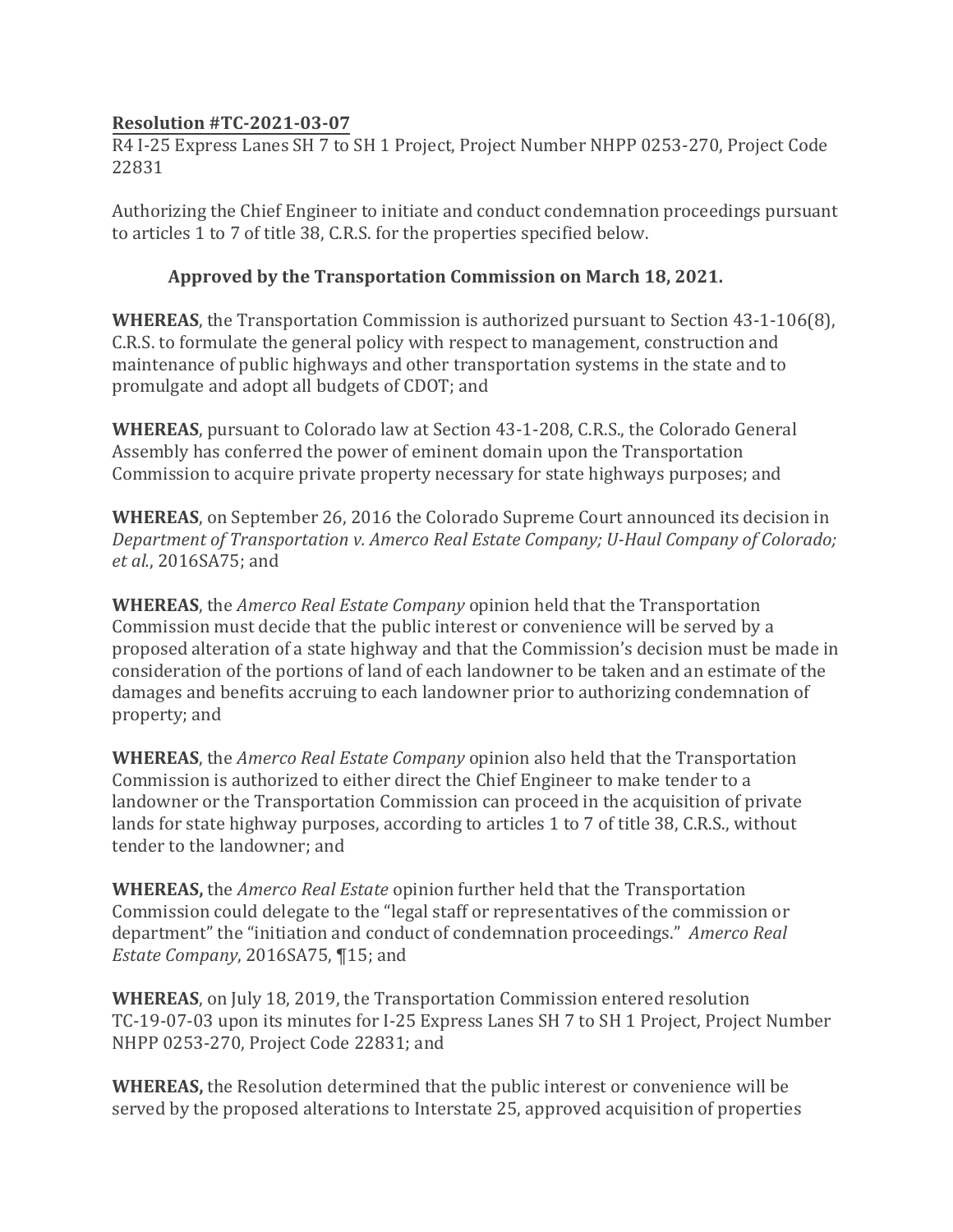**Resolution #TC-2021-03-07**

R4 I-25 Express Lanes SH 7 to SH 1 Project, Project Number NHPP 0253-270, Project Code 22831

Authorizing the Chief Engineer to initiate and conduct condemnation proceedings pursuant to articles 1 to 7 of title 38, C.R.S. for the properties specified below.

**Approved by the Transportation Commission on March 18, 2021.**

**WHEREAS**, the Transportation Commission is authorized pursuant to Section 43-1-106(8), C.R.S. to formulate the general policy with respect to management, construction and maintenance of public highways and other transportation systems in the state and to promulgate and adopt all budgets of CDOT; and

**WHEREAS**, pursuant to Colorado law at Section 43-1-208, C.R.S., the Colorado General Assembly has conferred the power of eminent domain upon the Transportation Commission to acquire private property necessary for state highways purposes; and

**WHEREAS**, on September 26, 2016 the Colorado Supreme Court announced its decision in *Department of Transportation v. Amerco Real Estate Company; U-Haul Company of Colorado; et al.*, 2016SA75; and

**WHEREAS**, the *Amerco Real Estate Company* opinion held that the Transportation Commission must decide that the public interest or convenience will be served by a proposed alteration of a state highway and that the Commission's decision must be made in consideration of the portions of land of each landowner to be taken and an estimate of the damages and benefits accruing to each landowner prior to authorizing condemnation of property; and

**WHEREAS**, the *Amerco Real Estate Company* opinion also held that the Transportation Commission is authorized to either direct the Chief Engineer to make tender to a landowner or the Transportation Commission can proceed in the acquisition of private lands for state highway purposes, according to articles 1 to 7 of title 38, C.R.S., without tender to the landowner; and

**WHEREAS,** the *Amerco Real Estate* opinion further held that the Transportation Commission could delegate to the "legal staff or representatives of the commission or department" the "initiation and conduct of condemnation proceedings." *Amerco Real Estate Company*, 2016SA75, ¶15; and

**WHEREAS**, on July 18, 2019, the Transportation Commission entered resolution TC-19-07-03 upon its minutes for I-25 Express Lanes SH 7 to SH 1 Project, Project Number NHPP 0253-270, Project Code 22831; and

**WHEREAS,** the Resolution determined that the public interest or convenience will be served by the proposed alterations to Interstate 25, approved acquisition of properties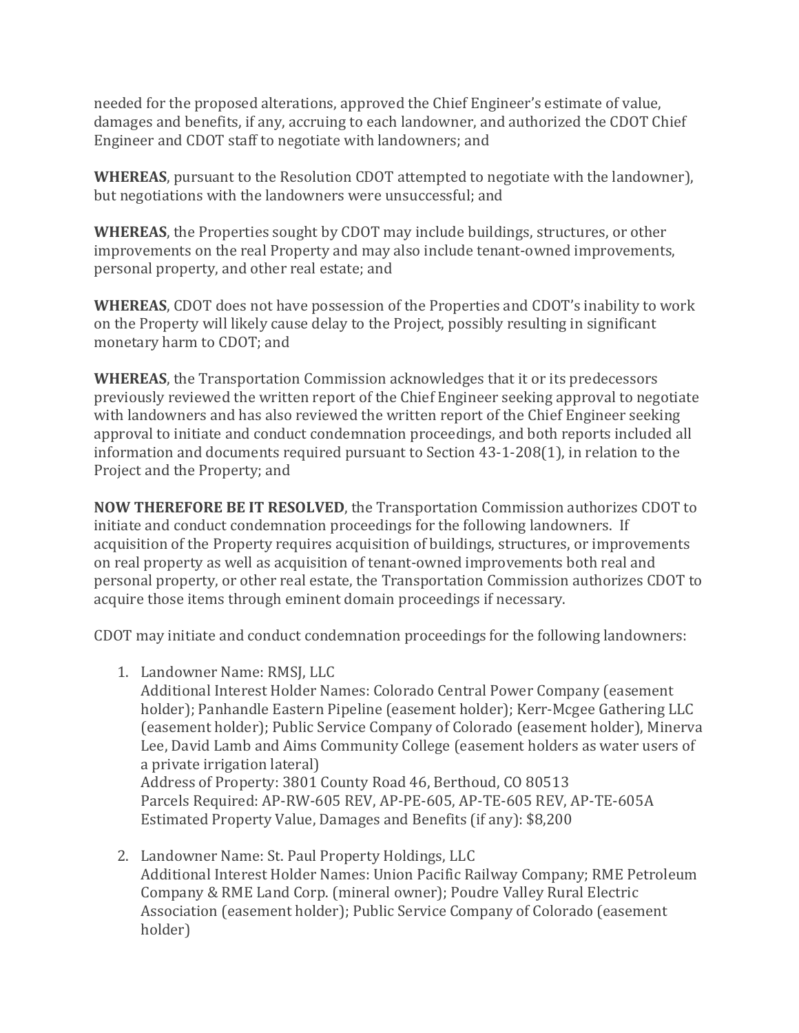needed for the proposed alterations, approved the Chief Engineer's estimate of value, damages and benefits, if any, accruing to each landowner, and authorized the CDOT Chief Engineer and CDOT staff to negotiate with landowners; and

**WHEREAS**, pursuant to the Resolution CDOT attempted to negotiate with the landowner), but negotiations with the landowners were unsuccessful; and

**WHEREAS**, the Properties sought by CDOT may include buildings, structures, or other improvements on the real Property and may also include tenant-owned improvements, personal property, and other real estate; and

**WHEREAS**, CDOT does not have possession of the Properties and CDOT's inability to work on the Property will likely cause delay to the Project, possibly resulting in significant monetary harm to CDOT; and

**WHEREAS**, the Transportation Commission acknowledges that it or its predecessors previously reviewed the written report of the Chief Engineer seeking approval to negotiate with landowners and has also reviewed the written report of the Chief Engineer seeking approval to initiate and conduct condemnation proceedings, and both reports included all information and documents required pursuant to Section 43-1-208(1), in relation to the Project and the Property; and

**NOW THEREFORE BE IT RESOLVED**, the Transportation Commission authorizes CDOT to initiate and conduct condemnation proceedings for the following landowners. If acquisition of the Property requires acquisition of buildings, structures, or improvements on real property as well as acquisition of tenant-owned improvements both real and personal property, or other real estate, the Transportation Commission authorizes CDOT to acquire those items through eminent domain proceedings if necessary.

CDOT may initiate and conduct condemnation proceedings for the following landowners:

1. Landowner Name: RMSJ, LLC
   Additional Interest Holder Names: Colorado Central Power Company (easement holder); Panhandle Eastern Pipeline (easement holder); Kerr-Mcgee Gathering LLC (easement holder); Public Service Company of Colorado (easement holder), Minerva Lee, David Lamb and Aims Community College (easement holders as water users of a private irrigation lateral)
   Address of Property: 3801 County Road 46, Berthoud, CO 80513
   Parcels Required: AP-RW-605 REV, AP-PE-605, AP-TE-605 REV, AP-TE-605A
   Estimated Property Value, Damages and Benefits (if any): $8,200

2. Landowner Name: St. Paul Property Holdings, LLC
   Additional Interest Holder Names: Union Pacific Railway Company; RME Petroleum Company & RME Land Corp. (mineral owner); Poudre Valley Rural Electric Association (easement holder); Public Service Company of Colorado (easement holder)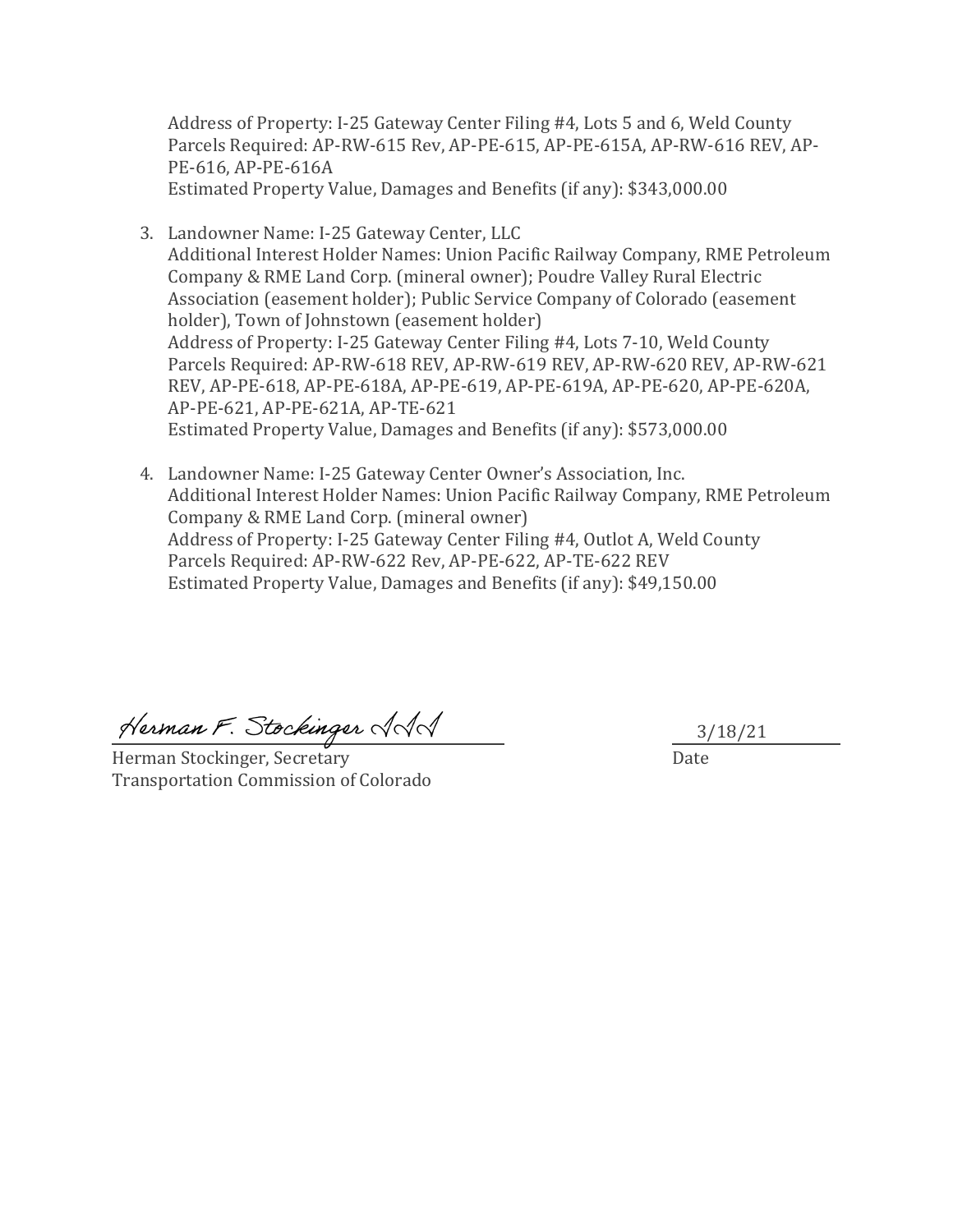Address of Property: I-25 Gateway Center Filing #4, Lots 5 and 6, Weld County
Parcels Required: AP-RW-615 Rev, AP-PE-615, AP-PE-615A, AP-RW-616 REV, AP-PE-616, AP-PE-616A
Estimated Property Value, Damages and Benefits (if any): $343,000.00

3. Landowner Name: I-25 Gateway Center, LLC
   Additional Interest Holder Names: Union Pacific Railway Company, RME Petroleum Company & RME Land Corp. (mineral owner); Poudre Valley Rural Electric Association (easement holder); Public Service Company of Colorado (easement holder), Town of Johnstown (easement holder)
   Address of Property: I-25 Gateway Center Filing #4, Lots 7-10, Weld County
   Parcels Required: AP-RW-618 REV, AP-RW-619 REV, AP-RW-620 REV, AP-RW-621 REV, AP-PE-618, AP-PE-618A, AP-PE-619, AP-PE-619A, AP-PE-620, AP-PE-620A, AP-PE-621, AP-PE-621A, AP-TE-621
   Estimated Property Value, Damages and Benefits (if any): $573,000.00

4. Landowner Name: I-25 Gateway Center Owner's Association, Inc.
   Additional Interest Holder Names: Union Pacific Railway Company, RME Petroleum Company & RME Land Corp. (mineral owner)
   Address of Property: I-25 Gateway Center Filing #4, Outlot A, Weld County
   Parcels Required: AP-RW-622 Rev, AP-PE-622, AP-TE-622 REV
   Estimated Property Value, Damages and Benefits (if any): $49,150.00

*Herman F. Stockinger III* — 3/18/21

Herman Stockinger, Secretary — Date
Transportation Commission of Colorado